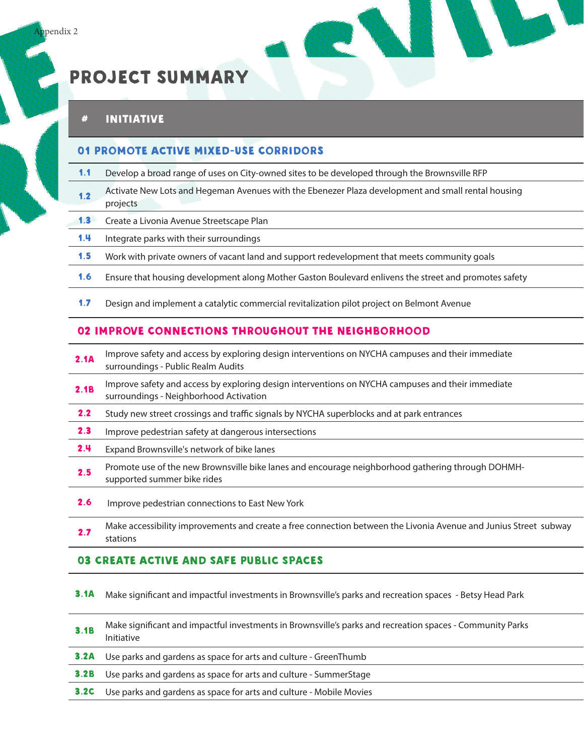# PROJECT SUMMARY

| # | INITIATIVE |
|---|---|
| **01 PROMOTE ACTIVE MIXED-USE CORRIDORS** | |
| 1.1 | Develop a broad range of uses on City-owned sites to be developed through the Brownsville RFP |
| 1.2 | Activate New Lots and Hegeman Avenues with the Ebenezer Plaza development and small rental housing projects |
| 1.3 | Create a Livonia Avenue Streetscape Plan |
| 1.4 | Integrate parks with their surroundings |
| 1.5 | Work with private owners of vacant land and support redevelopment that meets community goals |
| 1.6 | Ensure that housing development along Mother Gaston Boulevard enlivens the street and promotes safety |
| 1.7 | Design and implement a catalytic commercial revitalization pilot project on Belmont Avenue |
| **02 IMPROVE CONNECTIONS THROUGHOUT THE NEIGHBORHOOD** | |
| 2.1A | Improve safety and access by exploring design interventions on NYCHA campuses and their immediate surroundings - Public Realm Audits |
| 2.1B | Improve safety and access by exploring design interventions on NYCHA campuses and their immediate surroundings - Neighborhood Activation |
| 2.2 | Study new street crossings and traffic signals by NYCHA superblocks and at park entrances |
| 2.3 | Improve pedestrian safety at dangerous intersections |
| 2.4 | Expand Brownsville's network of bike lanes |
| 2.5 | Promote use of the new Brownsville bike lanes and encourage neighborhood gathering through DOHMH-supported summer bike rides |
| 2.6 | Improve pedestrian connections to East New York |
| 2.7 | Make accessibility improvements and create a free connection between the Livonia Avenue and Junius Street subway stations |
| **03 CREATE ACTIVE AND SAFE PUBLIC SPACES** | |
| 3.1A | Make significant and impactful investments in Brownsville's parks and recreation spaces - Betsy Head Park |
| 3.1B | Make significant and impactful investments in Brownsville's parks and recreation spaces - Community Parks Initiative |
| 3.2A | Use parks and gardens as space for arts and culture - GreenThumb |
| 3.2B | Use parks and gardens as space for arts and culture - SummerStage |
| 3.2C | Use parks and gardens as space for arts and culture - Mobile Movies |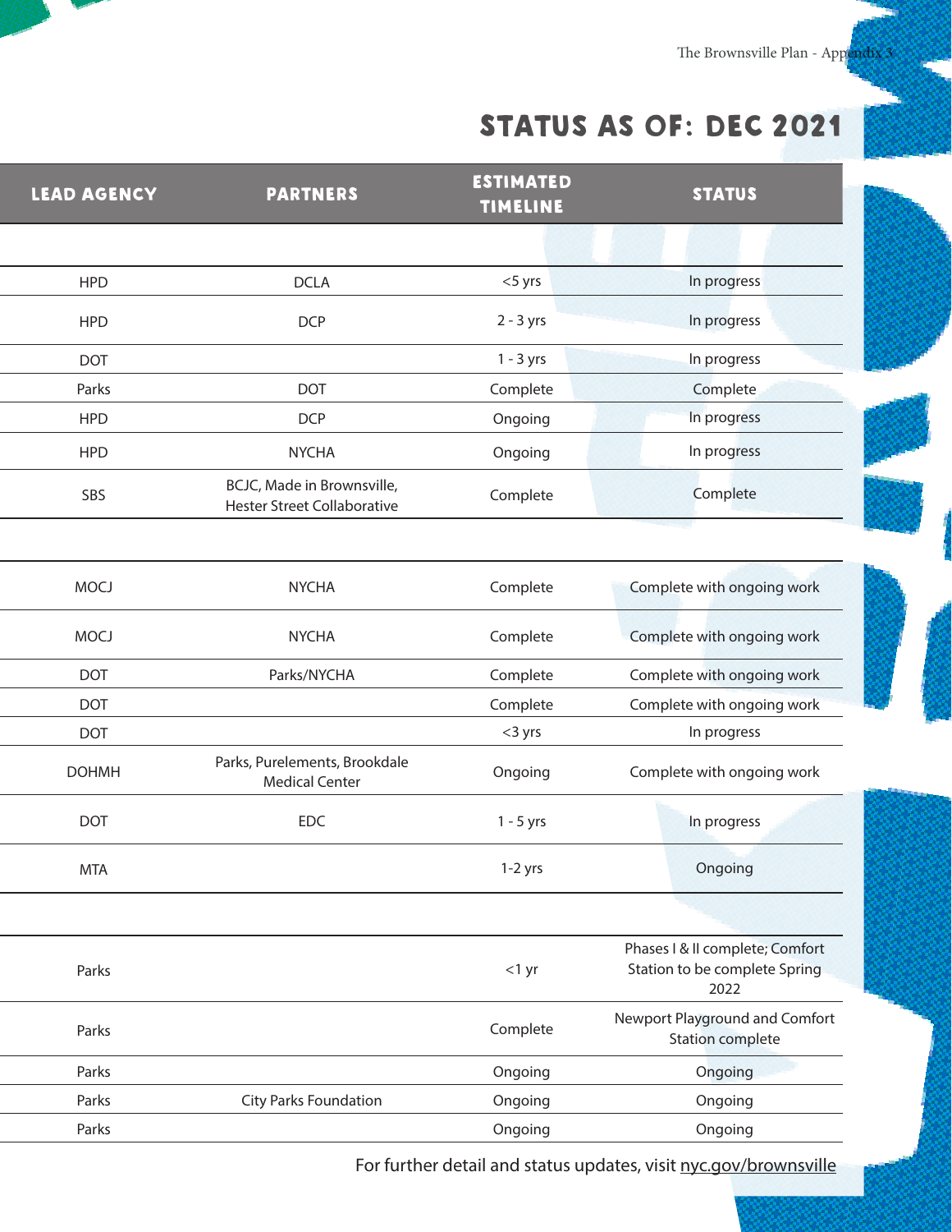## STATUS AS OF: DEC 2021

| LEAD AGENCY | PARTNERS | ESTIMATED TIMELINE | STATUS |
|---|---|---|---|
| | | | |
| HPD | DCLA | <5 yrs | In progress |
| HPD | DCP | 2 - 3 yrs | In progress |
| DOT | | 1 - 3 yrs | In progress |
| Parks | DOT | Complete | Complete |
| HPD | DCP | Ongoing | In progress |
| HPD | NYCHA | Ongoing | In progress |
| SBS | BCJC, Made in Brownsville, Hester Street Collaborative | Complete | Complete |
| | | | |
| MOCJ | NYCHA | Complete | Complete with ongoing work |
| MOCJ | NYCHA | Complete | Complete with ongoing work |
| DOT | Parks/NYCHA | Complete | Complete with ongoing work |
| DOT | | Complete | Complete with ongoing work |
| DOT | | <3 yrs | In progress |
| DOHMH | Parks, Purelements, Brookdale Medical Center | Ongoing | Complete with ongoing work |
| DOT | EDC | 1 - 5 yrs | In progress |
| MTA | | 1-2 yrs | Ongoing |
| | | | |
| Parks | | <1 yr | Phases I & II complete; Comfort Station to be complete Spring 2022 |
| Parks | | Complete | Newport Playground and Comfort Station complete |
| Parks | | Ongoing | Ongoing |
| Parks | City Parks Foundation | Ongoing | Ongoing |
| Parks | | Ongoing | Ongoing |

For further detail and status updates, visit nyc.gov/brownsville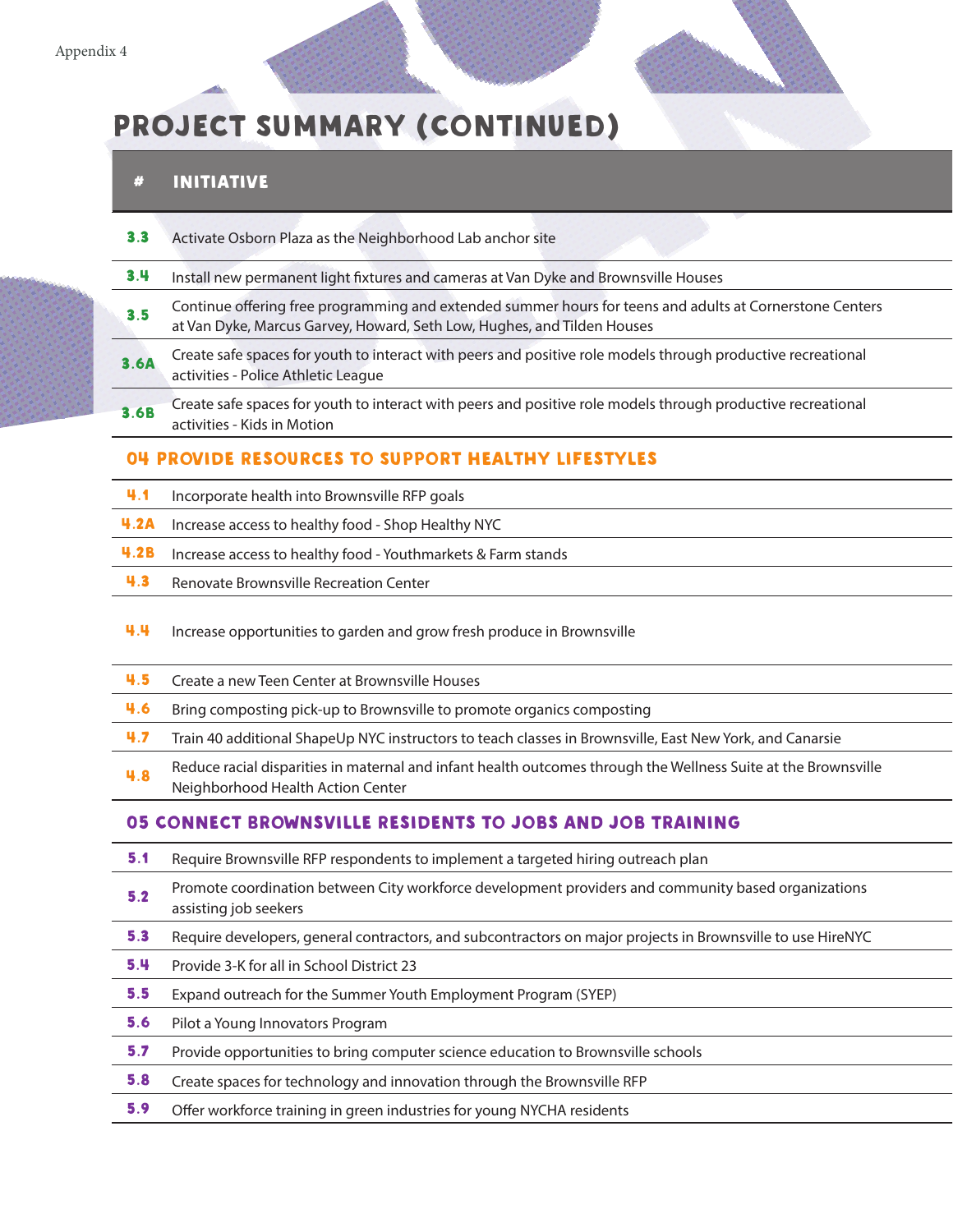# PROJECT SUMMARY (CONTINUED)

| # | INITIATIVE |
|---|---|
| 3.3 | Activate Osborn Plaza as the Neighborhood Lab anchor site |
| 3.4 | Install new permanent light fixtures and cameras at Van Dyke and Brownsville Houses |
| 3.5 | Continue offering free programming and extended summer hours for teens and adults at Cornerstone Centers at Van Dyke, Marcus Garvey, Howard, Seth Low, Hughes, and Tilden Houses |
| 3.6A | Create safe spaces for youth to interact with peers and positive role models through productive recreational activities - Police Athletic League |
| 3.6B | Create safe spaces for youth to interact with peers and positive role models through productive recreational activities - Kids in Motion |
| **04 PROVIDE RESOURCES TO SUPPORT HEALTHY LIFESTYLES** | |
| 4.1 | Incorporate health into Brownsville RFP goals |
| 4.2A | Increase access to healthy food - Shop Healthy NYC |
| 4.2B | Increase access to healthy food - Youthmarkets & Farm stands |
| 4.3 | Renovate Brownsville Recreation Center |
| 4.4 | Increase opportunities to garden and grow fresh produce in Brownsville |
| 4.5 | Create a new Teen Center at Brownsville Houses |
| 4.6 | Bring composting pick-up to Brownsville to promote organics composting |
| 4.7 | Train 40 additional ShapeUp NYC instructors to teach classes in Brownsville, East New York, and Canarsie |
| 4.8 | Reduce racial disparities in maternal and infant health outcomes through the Wellness Suite at the Brownsville Neighborhood Health Action Center |
| **05 CONNECT BROWNSVILLE RESIDENTS TO JOBS AND JOB TRAINING** | |
| 5.1 | Require Brownsville RFP respondents to implement a targeted hiring outreach plan |
| 5.2 | Promote coordination between City workforce development providers and community based organizations assisting job seekers |
| 5.3 | Require developers, general contractors, and subcontractors on major projects in Brownsville to use HireNYC |
| 5.4 | Provide 3-K for all in School District 23 |
| 5.5 | Expand outreach for the Summer Youth Employment Program (SYEP) |
| 5.6 | Pilot a Young Innovators Program |
| 5.7 | Provide opportunities to bring computer science education to Brownsville schools |
| 5.8 | Create spaces for technology and innovation through the Brownsville RFP |
| 5.9 | Offer workforce training in green industries for young NYCHA residents |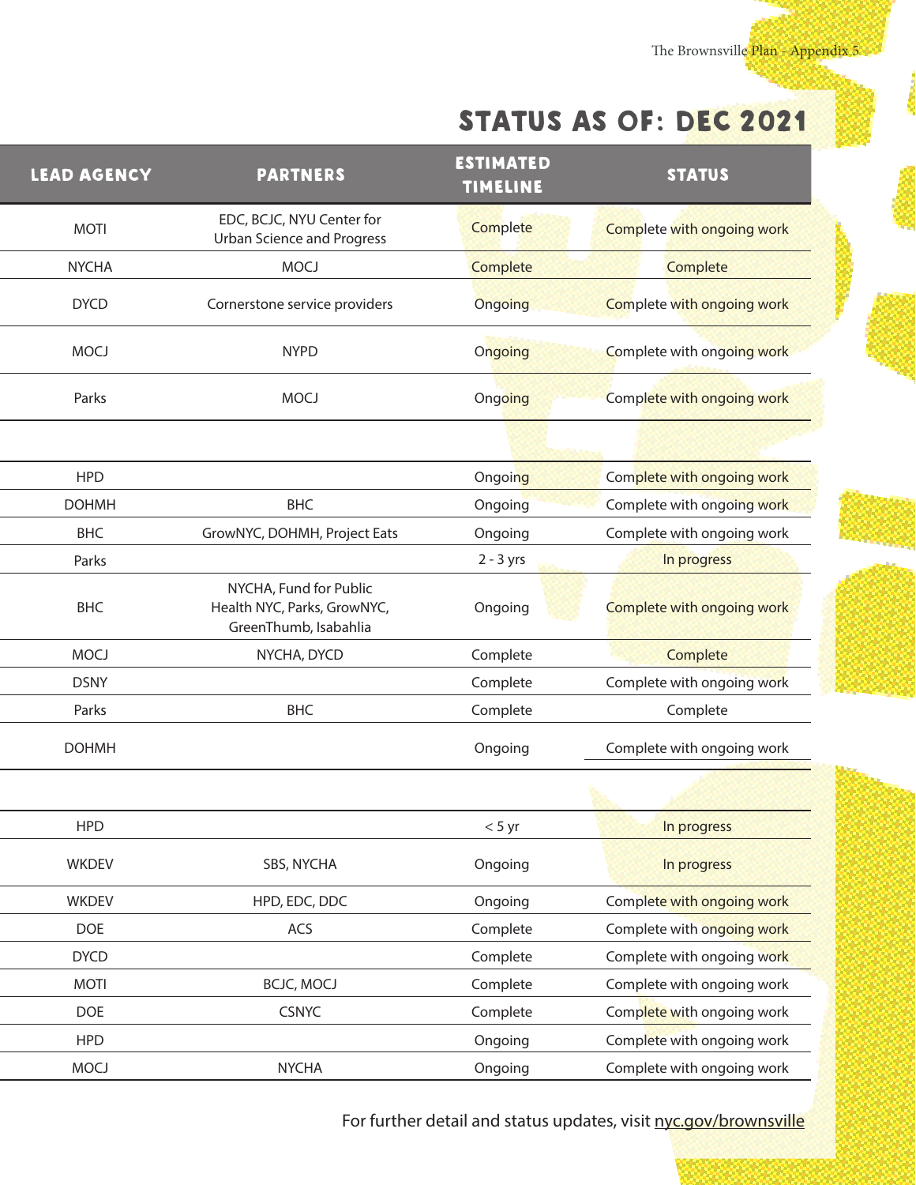## STATUS AS OF: DEC 2021

| LEAD AGENCY | PARTNERS | ESTIMATED TIMELINE | STATUS |
|---|---|---|---|
| MOTI | EDC, BCJC, NYU Center for Urban Science and Progress | Complete | Complete with ongoing work |
| NYCHA | MOCJ | Complete | Complete |
| DYCD | Cornerstone service providers | Ongoing | Complete with ongoing work |
| MOCJ | NYPD | Ongoing | Complete with ongoing work |
| Parks | MOCJ | Ongoing | Complete with ongoing work |
| | | | |
| HPD | | Ongoing | Complete with ongoing work |
| DOHMH | BHC | Ongoing | Complete with ongoing work |
| BHC | GrowNYC, DOHMH, Project Eats | Ongoing | Complete with ongoing work |
| Parks | | 2 - 3 yrs | In progress |
| BHC | NYCHA, Fund for Public Health NYC, Parks, GrowNYC, GreenThumb, Isabahlia | Ongoing | Complete with ongoing work |
| MOCJ | NYCHA, DYCD | Complete | Complete |
| DSNY | | Complete | Complete with ongoing work |
| Parks | BHC | Complete | Complete |
| DOHMH | | Ongoing | Complete with ongoing work |
| | | | |
| HPD | | < 5 yr | In progress |
| WKDEV | SBS, NYCHA | Ongoing | In progress |
| WKDEV | HPD, EDC, DDC | Ongoing | Complete with ongoing work |
| DOE | ACS | Complete | Complete with ongoing work |
| DYCD | | Complete | Complete with ongoing work |
| MOTI | BCJC, MOCJ | Complete | Complete with ongoing work |
| DOE | CSNYC | Complete | Complete with ongoing work |
| HPD | | Ongoing | Complete with ongoing work |
| MOCJ | NYCHA | Ongoing | Complete with ongoing work |

For further detail and status updates, visit nyc.gov/brownsville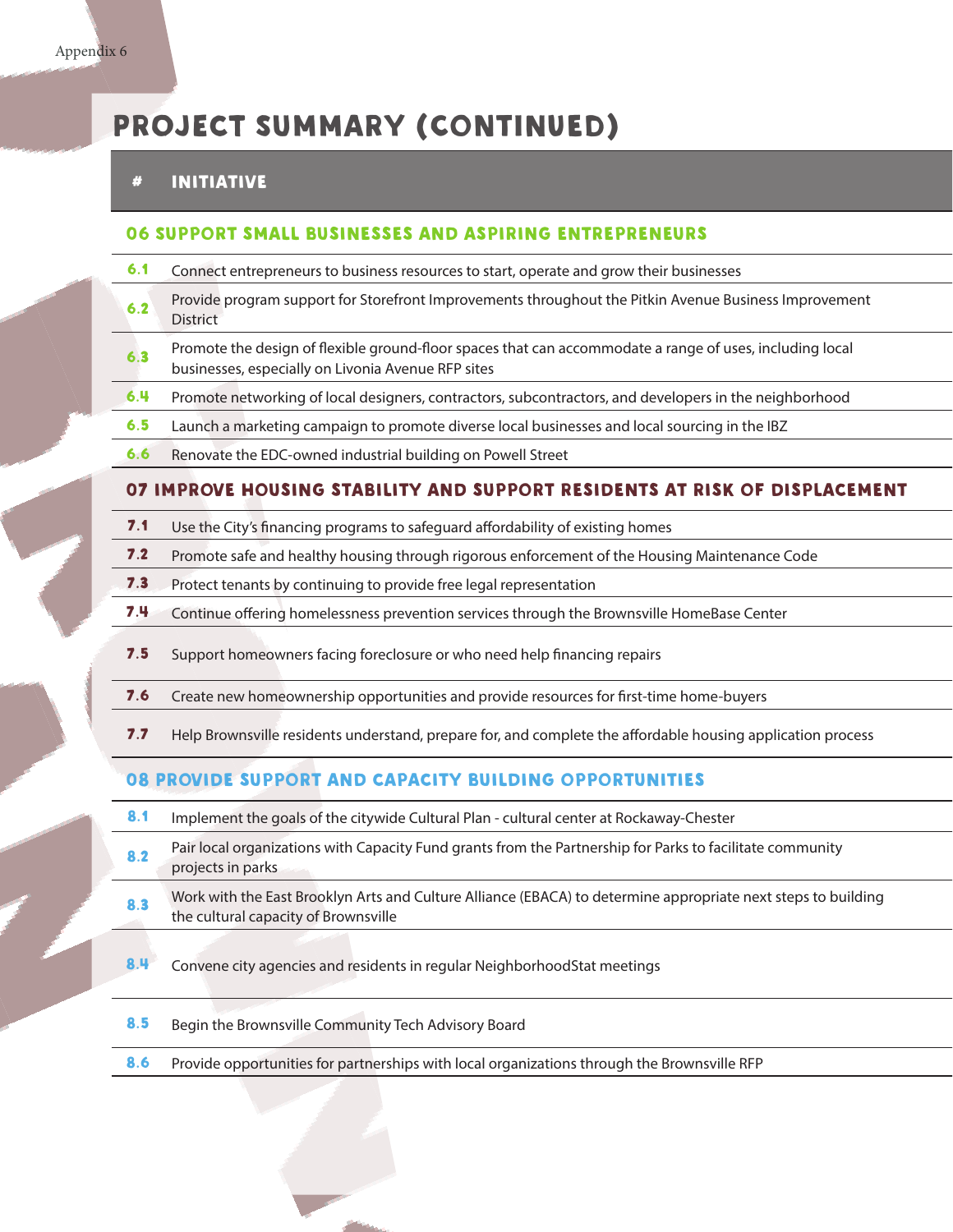# PROJECT SUMMARY (CONTINUED)

| # | INITIATIVE |
|---|---|
| **06 SUPPORT SMALL BUSINESSES AND ASPIRING ENTREPRENEURS** | |
| 6.1 | Connect entrepreneurs to business resources to start, operate and grow their businesses |
| 6.2 | Provide program support for Storefront Improvements throughout the Pitkin Avenue Business Improvement District |
| 6.3 | Promote the design of flexible ground-floor spaces that can accommodate a range of uses, including local businesses, especially on Livonia Avenue RFP sites |
| 6.4 | Promote networking of local designers, contractors, subcontractors, and developers in the neighborhood |
| 6.5 | Launch a marketing campaign to promote diverse local businesses and local sourcing in the IBZ |
| 6.6 | Renovate the EDC-owned industrial building on Powell Street |
| **07 IMPROVE HOUSING STABILITY AND SUPPORT RESIDENTS AT RISK OF DISPLACEMENT** | |
| 7.1 | Use the City's financing programs to safeguard affordability of existing homes |
| 7.2 | Promote safe and healthy housing through rigorous enforcement of the Housing Maintenance Code |
| 7.3 | Protect tenants by continuing to provide free legal representation |
| 7.4 | Continue offering homelessness prevention services through the Brownsville HomeBase Center |
| 7.5 | Support homeowners facing foreclosure or who need help financing repairs |
| 7.6 | Create new homeownership opportunities and provide resources for first-time home-buyers |
| 7.7 | Help Brownsville residents understand, prepare for, and complete the affordable housing application process |
| **08 PROVIDE SUPPORT AND CAPACITY BUILDING OPPORTUNITIES** | |
| 8.1 | Implement the goals of the citywide Cultural Plan - cultural center at Rockaway-Chester |
| 8.2 | Pair local organizations with Capacity Fund grants from the Partnership for Parks to facilitate community projects in parks |
| 8.3 | Work with the East Brooklyn Arts and Culture Alliance (EBACA) to determine appropriate next steps to building the cultural capacity of Brownsville |
| 8.4 | Convene city agencies and residents in regular NeighborhoodStat meetings |
| 8.5 | Begin the Brownsville Community Tech Advisory Board |
| 8.6 | Provide opportunities for partnerships with local organizations through the Brownsville RFP |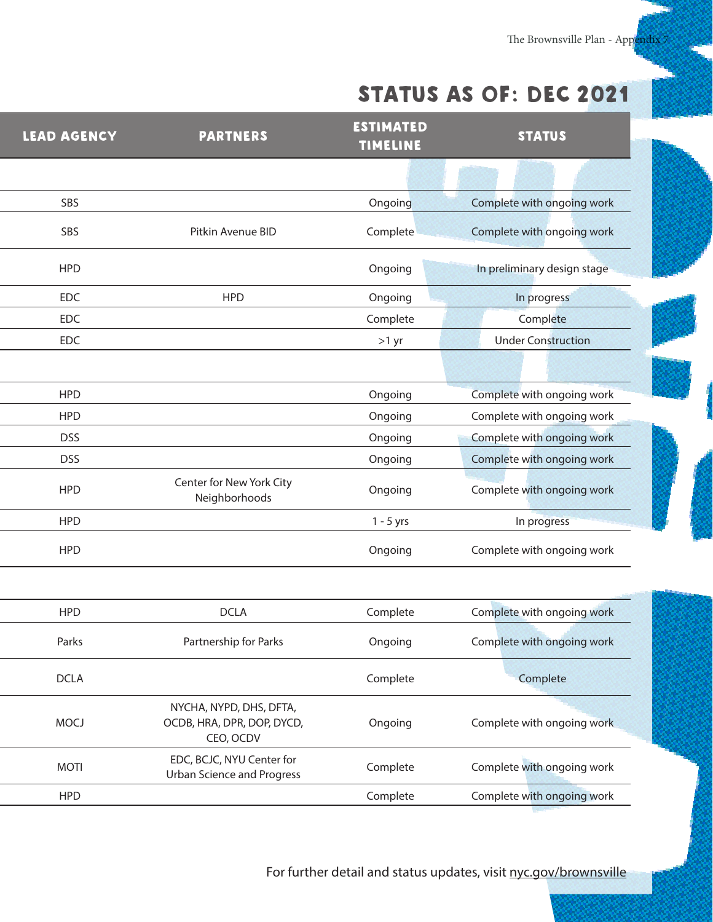## STATUS AS OF: DEC 2021

| LEAD AGENCY | PARTNERS | ESTIMATED TIMELINE | STATUS |
|---|---|---|---|
| | | | |
| SBS | | Ongoing | Complete with ongoing work |
| SBS | Pitkin Avenue BID | Complete | Complete with ongoing work |
| HPD | | Ongoing | In preliminary design stage |
| EDC | HPD | Ongoing | In progress |
| EDC | | Complete | Complete |
| EDC | | >1 yr | Under Construction |
| | | | |
| HPD | | Ongoing | Complete with ongoing work |
| HPD | | Ongoing | Complete with ongoing work |
| DSS | | Ongoing | Complete with ongoing work |
| DSS | | Ongoing | Complete with ongoing work |
| HPD | Center for New York City Neighborhoods | Ongoing | Complete with ongoing work |
| HPD | | 1 - 5 yrs | In progress |
| HPD | | Ongoing | Complete with ongoing work |
| | | | |
| HPD | DCLA | Complete | Complete with ongoing work |
| Parks | Partnership for Parks | Ongoing | Complete with ongoing work |
| DCLA | | Complete | Complete |
| MOCJ | NYCHA, NYPD, DHS, DFTA, OCDB, HRA, DPR, DOP, DYCD, CEO, OCDV | Ongoing | Complete with ongoing work |
| MOTI | EDC, BCJC, NYU Center for Urban Science and Progress | Complete | Complete with ongoing work |
| HPD | | Complete | Complete with ongoing work |

For further detail and status updates, visit nyc.gov/brownsville